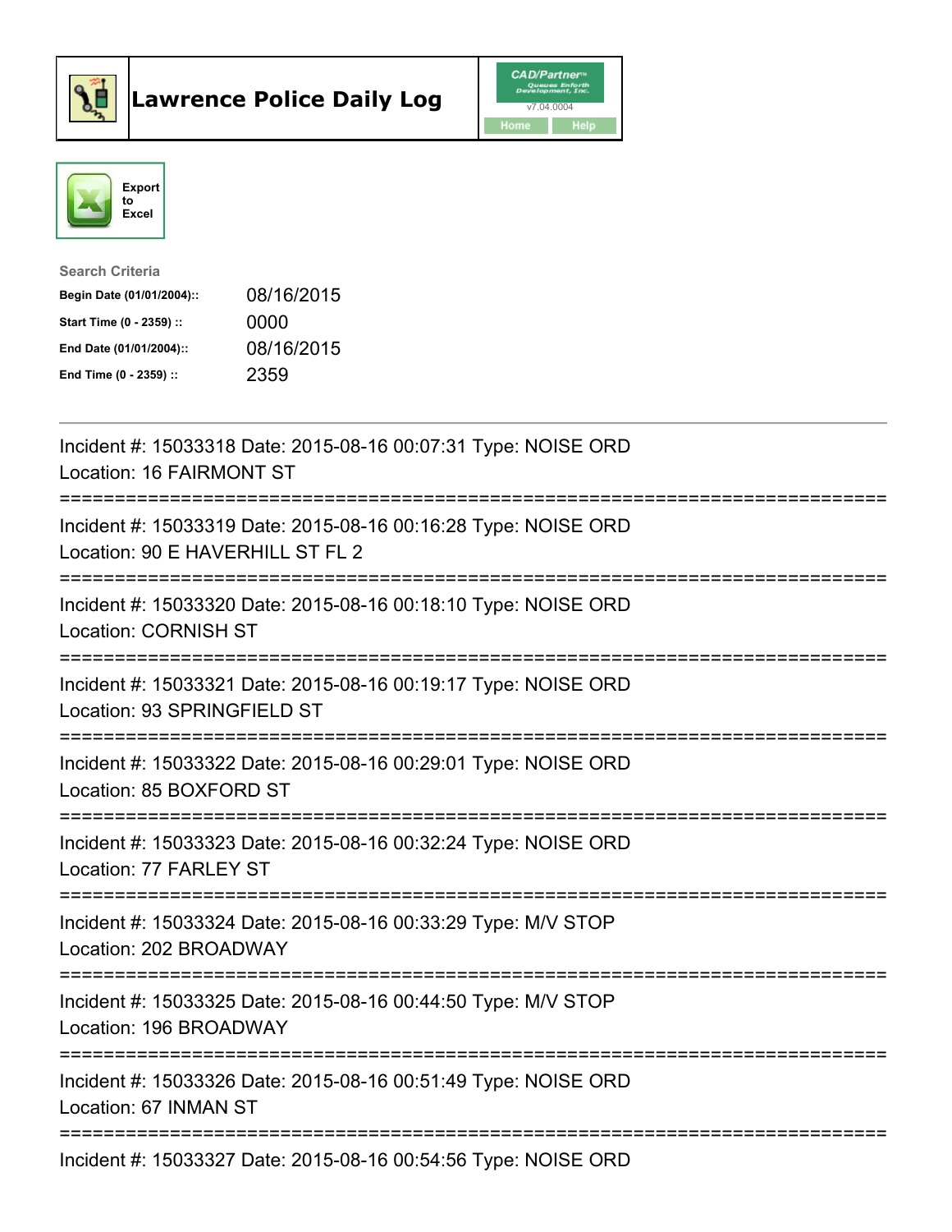# Lawrence Police Daily Log

CAD/Partner
v7.04.0004
Home Help

Export to Excel

**Search Criteria**

| | |
|---|---|
| **Begin Date (01/01/2004)::** | 08/16/2015 |
| **Start Time (0 - 2359) ::** | 0000 |
| **End Date (01/01/2004)::** | 08/16/2015 |
| **End Time (0 - 2359) ::** | 2359 |

---

Incident #: 15033318 Date: 2015-08-16 00:07:31 Type: NOISE ORD
Location: 16 FAIRMONT ST

===========================================================================

Incident #: 15033319 Date: 2015-08-16 00:16:28 Type: NOISE ORD
Location: 90 E HAVERHILL ST FL 2

===========================================================================

Incident #: 15033320 Date: 2015-08-16 00:18:10 Type: NOISE ORD
Location: CORNISH ST

===========================================================================

Incident #: 15033321 Date: 2015-08-16 00:19:17 Type: NOISE ORD
Location: 93 SPRINGFIELD ST

===========================================================================

Incident #: 15033322 Date: 2015-08-16 00:29:01 Type: NOISE ORD
Location: 85 BOXFORD ST

===========================================================================

Incident #: 15033323 Date: 2015-08-16 00:32:24 Type: NOISE ORD
Location: 77 FARLEY ST

===========================================================================

Incident #: 15033324 Date: 2015-08-16 00:33:29 Type: M/V STOP
Location: 202 BROADWAY

===========================================================================

Incident #: 15033325 Date: 2015-08-16 00:44:50 Type: M/V STOP
Location: 196 BROADWAY

===========================================================================

Incident #: 15033326 Date: 2015-08-16 00:51:49 Type: NOISE ORD
Location: 67 INMAN ST

===========================================================================

Incident #: 15033327 Date: 2015-08-16 00:54:56 Type: NOISE ORD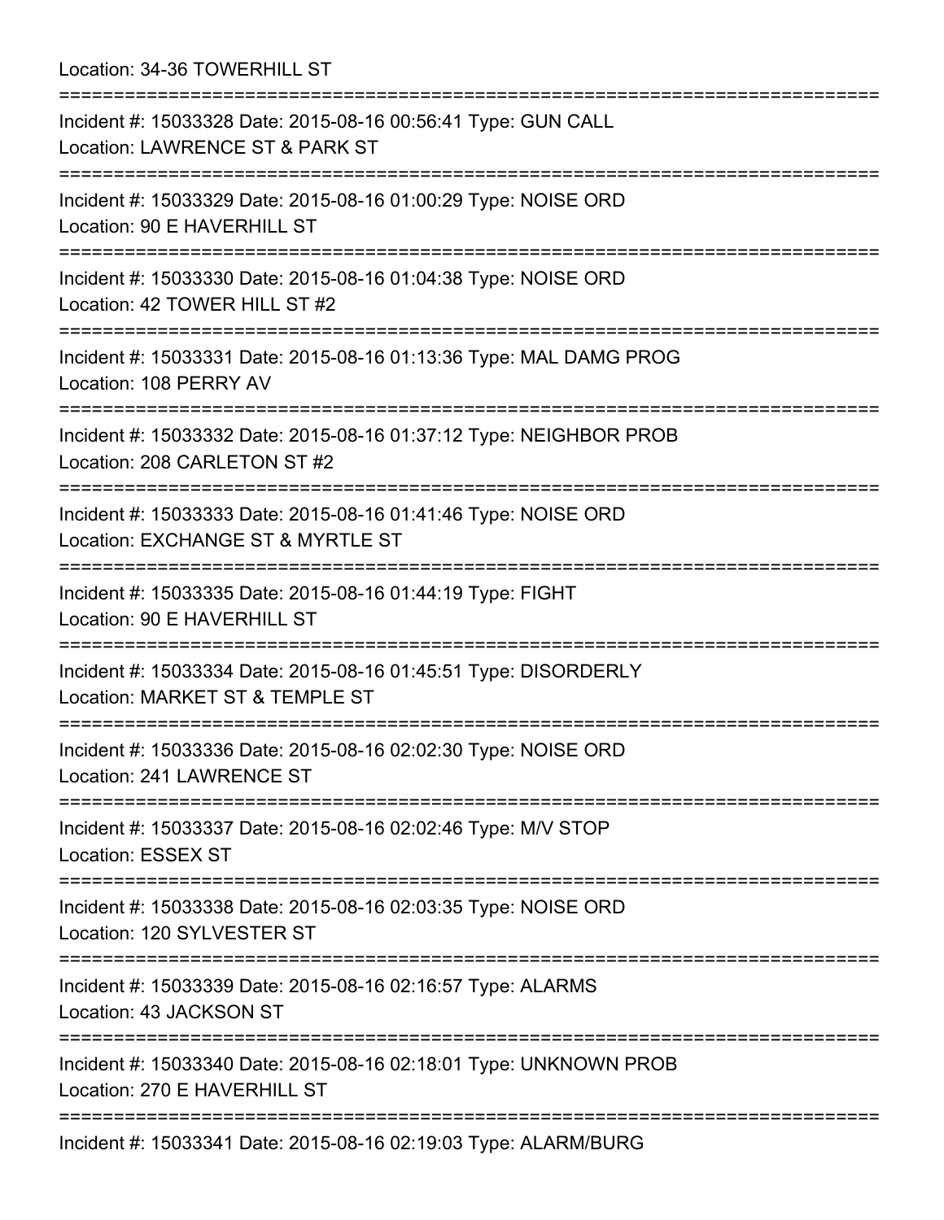Location: 34-36 TOWERHILL ST

===========================================================================

Incident #: 15033328 Date: 2015-08-16 00:56:41 Type: GUN CALL
Location: LAWRENCE ST & PARK ST

===========================================================================

Incident #: 15033329 Date: 2015-08-16 01:00:29 Type: NOISE ORD
Location: 90 E HAVERHILL ST

===========================================================================

Incident #: 15033330 Date: 2015-08-16 01:04:38 Type: NOISE ORD
Location: 42 TOWER HILL ST #2

===========================================================================

Incident #: 15033331 Date: 2015-08-16 01:13:36 Type: MAL DAMG PROG
Location: 108 PERRY AV

===========================================================================

Incident #: 15033332 Date: 2015-08-16 01:37:12 Type: NEIGHBOR PROB
Location: 208 CARLETON ST #2

===========================================================================

Incident #: 15033333 Date: 2015-08-16 01:41:46 Type: NOISE ORD
Location: EXCHANGE ST & MYRTLE ST

===========================================================================

Incident #: 15033335 Date: 2015-08-16 01:44:19 Type: FIGHT
Location: 90 E HAVERHILL ST

===========================================================================

Incident #: 15033334 Date: 2015-08-16 01:45:51 Type: DISORDERLY
Location: MARKET ST & TEMPLE ST

===========================================================================

Incident #: 15033336 Date: 2015-08-16 02:02:30 Type: NOISE ORD
Location: 241 LAWRENCE ST

===========================================================================

Incident #: 15033337 Date: 2015-08-16 02:02:46 Type: M/V STOP
Location: ESSEX ST

===========================================================================

Incident #: 15033338 Date: 2015-08-16 02:03:35 Type: NOISE ORD
Location: 120 SYLVESTER ST

===========================================================================

Incident #: 15033339 Date: 2015-08-16 02:16:57 Type: ALARMS
Location: 43 JACKSON ST

===========================================================================

Incident #: 15033340 Date: 2015-08-16 02:18:01 Type: UNKNOWN PROB
Location: 270 E HAVERHILL ST

===========================================================================

Incident #: 15033341 Date: 2015-08-16 02:19:03 Type: ALARM/BURG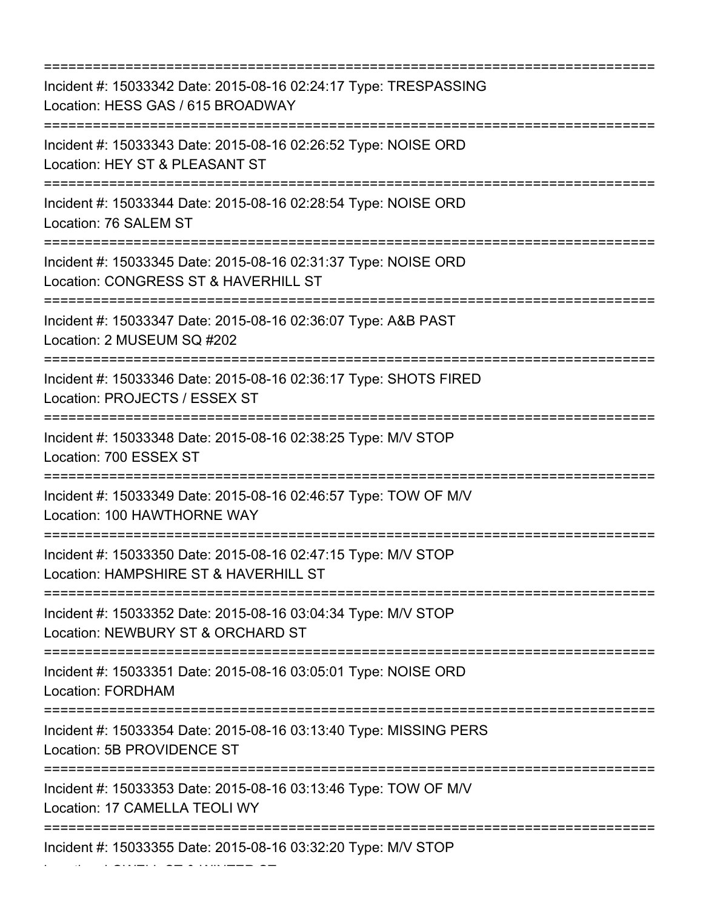===========================================================================

Incident #: 15033342 Date: 2015-08-16 02:24:17 Type: TRESPASSING
Location: HESS GAS / 615 BROADWAY

===========================================================================

Incident #: 15033343 Date: 2015-08-16 02:26:52 Type: NOISE ORD
Location: HEY ST & PLEASANT ST

===========================================================================

Incident #: 15033344 Date: 2015-08-16 02:28:54 Type: NOISE ORD
Location: 76 SALEM ST

===========================================================================

Incident #: 15033345 Date: 2015-08-16 02:31:37 Type: NOISE ORD
Location: CONGRESS ST & HAVERHILL ST

===========================================================================

Incident #: 15033347 Date: 2015-08-16 02:36:07 Type: A&B PAST
Location: 2 MUSEUM SQ #202

===========================================================================

Incident #: 15033346 Date: 2015-08-16 02:36:17 Type: SHOTS FIRED
Location: PROJECTS / ESSEX ST

===========================================================================

Incident #: 15033348 Date: 2015-08-16 02:38:25 Type: M/V STOP
Location: 700 ESSEX ST

===========================================================================

Incident #: 15033349 Date: 2015-08-16 02:46:57 Type: TOW OF M/V
Location: 100 HAWTHORNE WAY

===========================================================================

Incident #: 15033350 Date: 2015-08-16 02:47:15 Type: M/V STOP
Location: HAMPSHIRE ST & HAVERHILL ST

===========================================================================

Incident #: 15033352 Date: 2015-08-16 03:04:34 Type: M/V STOP
Location: NEWBURY ST & ORCHARD ST

===========================================================================

Incident #: 15033351 Date: 2015-08-16 03:05:01 Type: NOISE ORD
Location: FORDHAM

===========================================================================

Incident #: 15033354 Date: 2015-08-16 03:13:40 Type: MISSING PERS
Location: 5B PROVIDENCE ST

===========================================================================

Incident #: 15033353 Date: 2015-08-16 03:13:46 Type: TOW OF M/V
Location: 17 CAMELLA TEOLI WY

===========================================================================

Incident #: 15033355 Date: 2015-08-16 03:32:20 Type: M/V STOP
Location: LOWELL ST & WINTER ST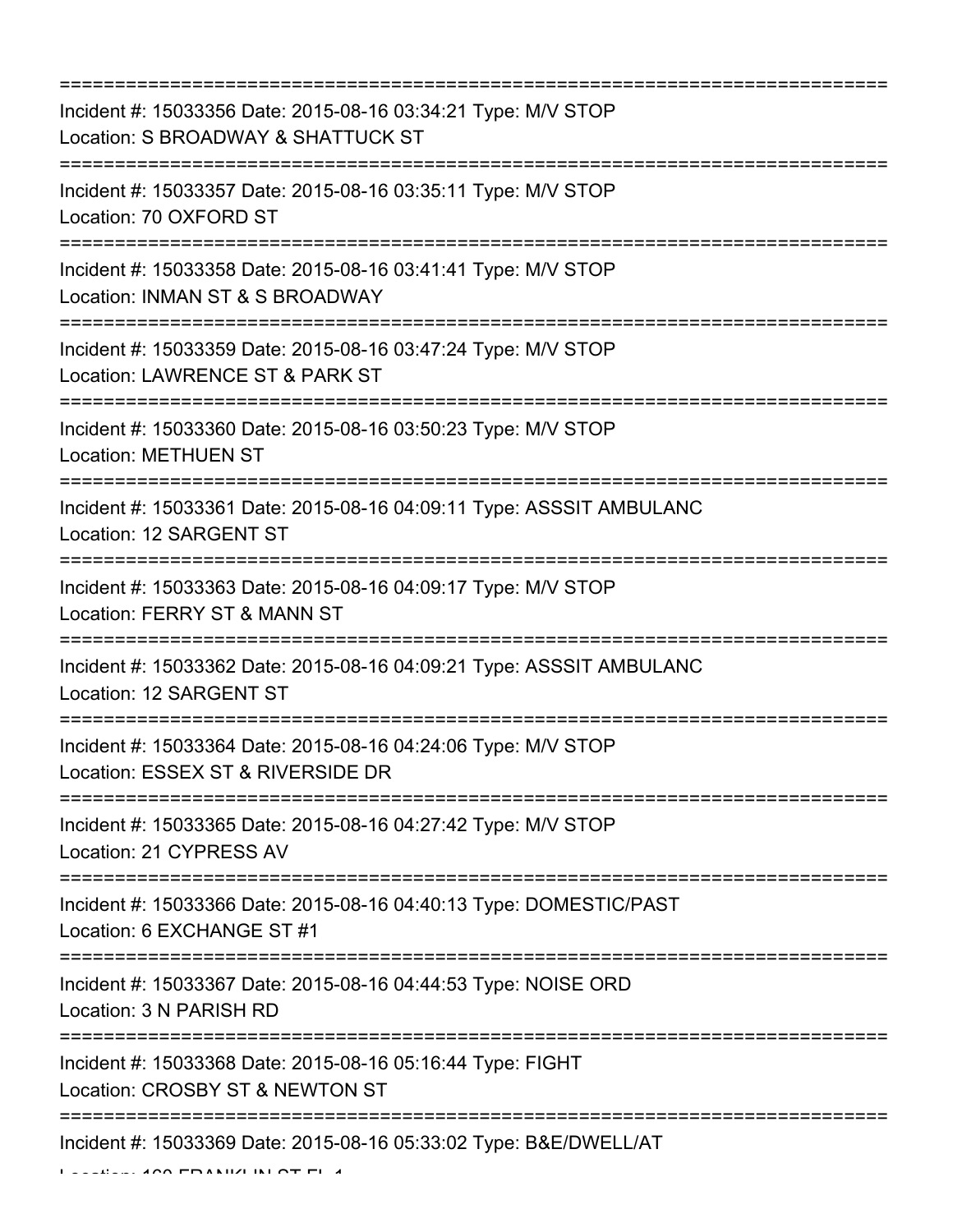===========================================================================
Incident #: 15033356 Date: 2015-08-16 03:34:21 Type: M/V STOP
Location: S BROADWAY & SHATTUCK ST
===========================================================================
Incident #: 15033357 Date: 2015-08-16 03:35:11 Type: M/V STOP
Location: 70 OXFORD ST
===========================================================================
Incident #: 15033358 Date: 2015-08-16 03:41:41 Type: M/V STOP
Location: INMAN ST & S BROADWAY
===========================================================================
Incident #: 15033359 Date: 2015-08-16 03:47:24 Type: M/V STOP
Location: LAWRENCE ST & PARK ST
===========================================================================
Incident #: 15033360 Date: 2015-08-16 03:50:23 Type: M/V STOP
Location: METHUEN ST
===========================================================================
Incident #: 15033361 Date: 2015-08-16 04:09:11 Type: ASSSIT AMBULANC
Location: 12 SARGENT ST
===========================================================================
Incident #: 15033363 Date: 2015-08-16 04:09:17 Type: M/V STOP
Location: FERRY ST & MANN ST
===========================================================================
Incident #: 15033362 Date: 2015-08-16 04:09:21 Type: ASSSIT AMBULANC
Location: 12 SARGENT ST
===========================================================================
Incident #: 15033364 Date: 2015-08-16 04:24:06 Type: M/V STOP
Location: ESSEX ST & RIVERSIDE DR
===========================================================================
Incident #: 15033365 Date: 2015-08-16 04:27:42 Type: M/V STOP
Location: 21 CYPRESS AV
===========================================================================
Incident #: 15033366 Date: 2015-08-16 04:40:13 Type: DOMESTIC/PAST
Location: 6 EXCHANGE ST #1
===========================================================================
Incident #: 15033367 Date: 2015-08-16 04:44:53 Type: NOISE ORD
Location: 3 N PARISH RD
===========================================================================
Incident #: 15033368 Date: 2015-08-16 05:16:44 Type: FIGHT
Location: CROSBY ST & NEWTON ST
===========================================================================
Incident #: 15033369 Date: 2015-08-16 05:33:02 Type: B&E/DWELL/AT
Location: 160 FRANKLIN ST FL 1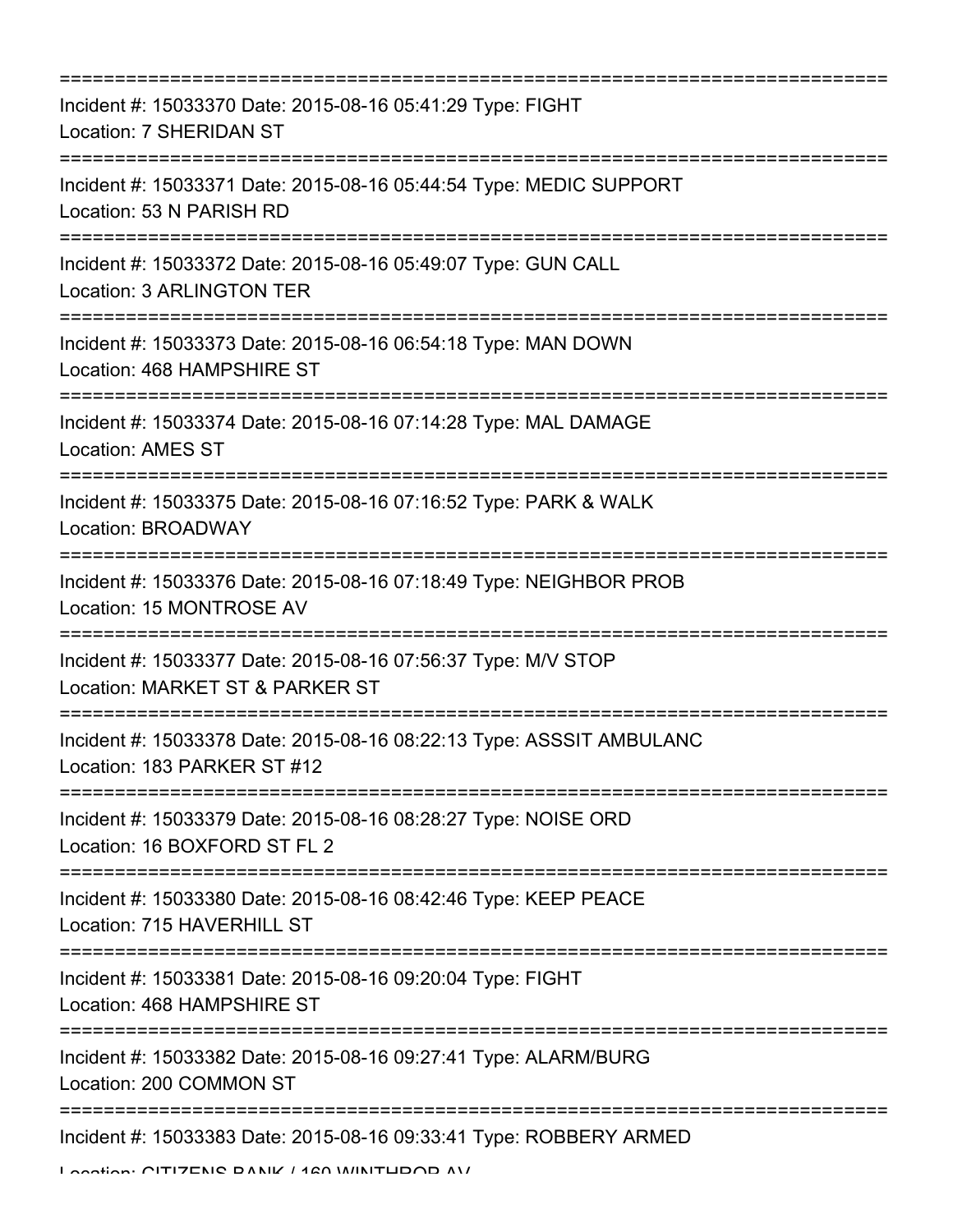===========================================================================

Incident #: 15033370 Date: 2015-08-16 05:41:29 Type: FIGHT
Location: 7 SHERIDAN ST

===========================================================================

Incident #: 15033371 Date: 2015-08-16 05:44:54 Type: MEDIC SUPPORT
Location: 53 N PARISH RD

===========================================================================

Incident #: 15033372 Date: 2015-08-16 05:49:07 Type: GUN CALL
Location: 3 ARLINGTON TER

===========================================================================

Incident #: 15033373 Date: 2015-08-16 06:54:18 Type: MAN DOWN
Location: 468 HAMPSHIRE ST

===========================================================================

Incident #: 15033374 Date: 2015-08-16 07:14:28 Type: MAL DAMAGE
Location: AMES ST

===========================================================================

Incident #: 15033375 Date: 2015-08-16 07:16:52 Type: PARK & WALK
Location: BROADWAY

===========================================================================

Incident #: 15033376 Date: 2015-08-16 07:18:49 Type: NEIGHBOR PROB
Location: 15 MONTROSE AV

===========================================================================

Incident #: 15033377 Date: 2015-08-16 07:56:37 Type: M/V STOP
Location: MARKET ST & PARKER ST

===========================================================================

Incident #: 15033378 Date: 2015-08-16 08:22:13 Type: ASSSIT AMBULANC
Location: 183 PARKER ST #12

===========================================================================

Incident #: 15033379 Date: 2015-08-16 08:28:27 Type: NOISE ORD
Location: 16 BOXFORD ST FL 2

===========================================================================

Incident #: 15033380 Date: 2015-08-16 08:42:46 Type: KEEP PEACE
Location: 715 HAVERHILL ST

===========================================================================

Incident #: 15033381 Date: 2015-08-16 09:20:04 Type: FIGHT
Location: 468 HAMPSHIRE ST

===========================================================================

Incident #: 15033382 Date: 2015-08-16 09:27:41 Type: ALARM/BURG
Location: 200 COMMON ST

===========================================================================

Incident #: 15033383 Date: 2015-08-16 09:33:41 Type: ROBBERY ARMED
Location: CITIZENS BANK / 160 WINTHROP AV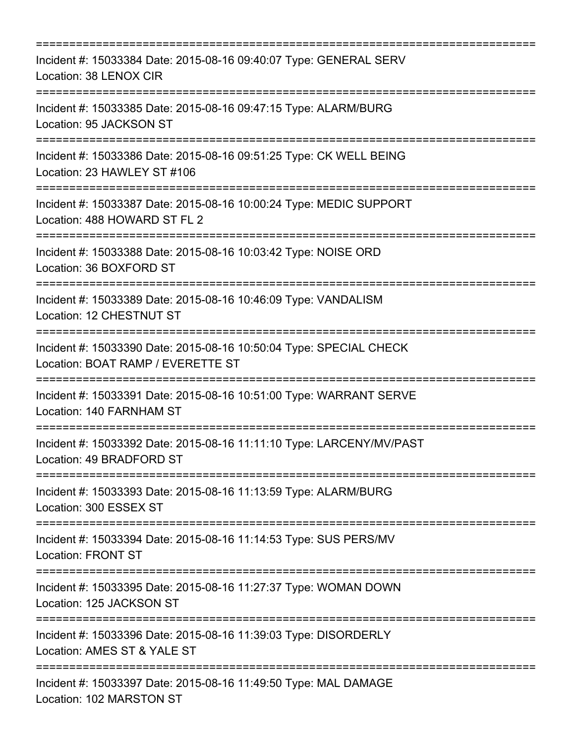===========================================================================
Incident #: 15033384 Date: 2015-08-16 09:40:07 Type: GENERAL SERV
Location: 38 LENOX CIR
===========================================================================
Incident #: 15033385 Date: 2015-08-16 09:47:15 Type: ALARM/BURG
Location: 95 JACKSON ST
===========================================================================
Incident #: 15033386 Date: 2015-08-16 09:51:25 Type: CK WELL BEING
Location: 23 HAWLEY ST #106
===========================================================================
Incident #: 15033387 Date: 2015-08-16 10:00:24 Type: MEDIC SUPPORT
Location: 488 HOWARD ST FL 2
===========================================================================
Incident #: 15033388 Date: 2015-08-16 10:03:42 Type: NOISE ORD
Location: 36 BOXFORD ST
===========================================================================
Incident #: 15033389 Date: 2015-08-16 10:46:09 Type: VANDALISM
Location: 12 CHESTNUT ST
===========================================================================
Incident #: 15033390 Date: 2015-08-16 10:50:04 Type: SPECIAL CHECK
Location: BOAT RAMP / EVERETTE ST
===========================================================================
Incident #: 15033391 Date: 2015-08-16 10:51:00 Type: WARRANT SERVE
Location: 140 FARNHAM ST
===========================================================================
Incident #: 15033392 Date: 2015-08-16 11:11:10 Type: LARCENY/MV/PAST
Location: 49 BRADFORD ST
===========================================================================
Incident #: 15033393 Date: 2015-08-16 11:13:59 Type: ALARM/BURG
Location: 300 ESSEX ST
===========================================================================
Incident #: 15033394 Date: 2015-08-16 11:14:53 Type: SUS PERS/MV
Location: FRONT ST
===========================================================================
Incident #: 15033395 Date: 2015-08-16 11:27:37 Type: WOMAN DOWN
Location: 125 JACKSON ST
===========================================================================
Incident #: 15033396 Date: 2015-08-16 11:39:03 Type: DISORDERLY
Location: AMES ST & YALE ST
===========================================================================
Incident #: 15033397 Date: 2015-08-16 11:49:50 Type: MAL DAMAGE
Location: 102 MARSTON ST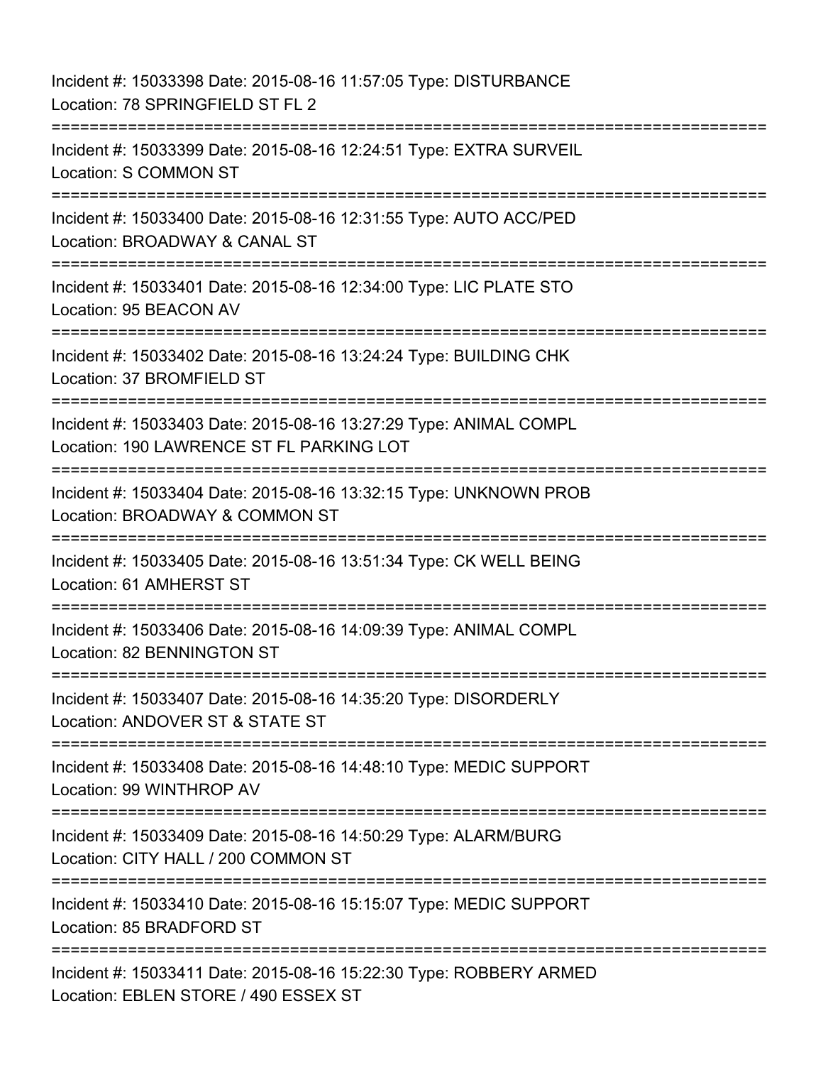Incident #: 15033398 Date: 2015-08-16 11:57:05 Type: DISTURBANCE
Location: 78 SPRINGFIELD ST FL 2

===========================================================================

Incident #: 15033399 Date: 2015-08-16 12:24:51 Type: EXTRA SURVEIL
Location: S COMMON ST

===========================================================================

Incident #: 15033400 Date: 2015-08-16 12:31:55 Type: AUTO ACC/PED
Location: BROADWAY & CANAL ST

===========================================================================

Incident #: 15033401 Date: 2015-08-16 12:34:00 Type: LIC PLATE STO
Location: 95 BEACON AV

===========================================================================

Incident #: 15033402 Date: 2015-08-16 13:24:24 Type: BUILDING CHK
Location: 37 BROMFIELD ST

===========================================================================

Incident #: 15033403 Date: 2015-08-16 13:27:29 Type: ANIMAL COMPL
Location: 190 LAWRENCE ST FL PARKING LOT

===========================================================================

Incident #: 15033404 Date: 2015-08-16 13:32:15 Type: UNKNOWN PROB
Location: BROADWAY & COMMON ST

===========================================================================

Incident #: 15033405 Date: 2015-08-16 13:51:34 Type: CK WELL BEING
Location: 61 AMHERST ST

===========================================================================

Incident #: 15033406 Date: 2015-08-16 14:09:39 Type: ANIMAL COMPL
Location: 82 BENNINGTON ST

===========================================================================

Incident #: 15033407 Date: 2015-08-16 14:35:20 Type: DISORDERLY
Location: ANDOVER ST & STATE ST

===========================================================================

Incident #: 15033408 Date: 2015-08-16 14:48:10 Type: MEDIC SUPPORT
Location: 99 WINTHROP AV

===========================================================================

Incident #: 15033409 Date: 2015-08-16 14:50:29 Type: ALARM/BURG
Location: CITY HALL / 200 COMMON ST

===========================================================================

Incident #: 15033410 Date: 2015-08-16 15:15:07 Type: MEDIC SUPPORT
Location: 85 BRADFORD ST

===========================================================================

Incident #: 15033411 Date: 2015-08-16 15:22:30 Type: ROBBERY ARMED
Location: EBLEN STORE / 490 ESSEX ST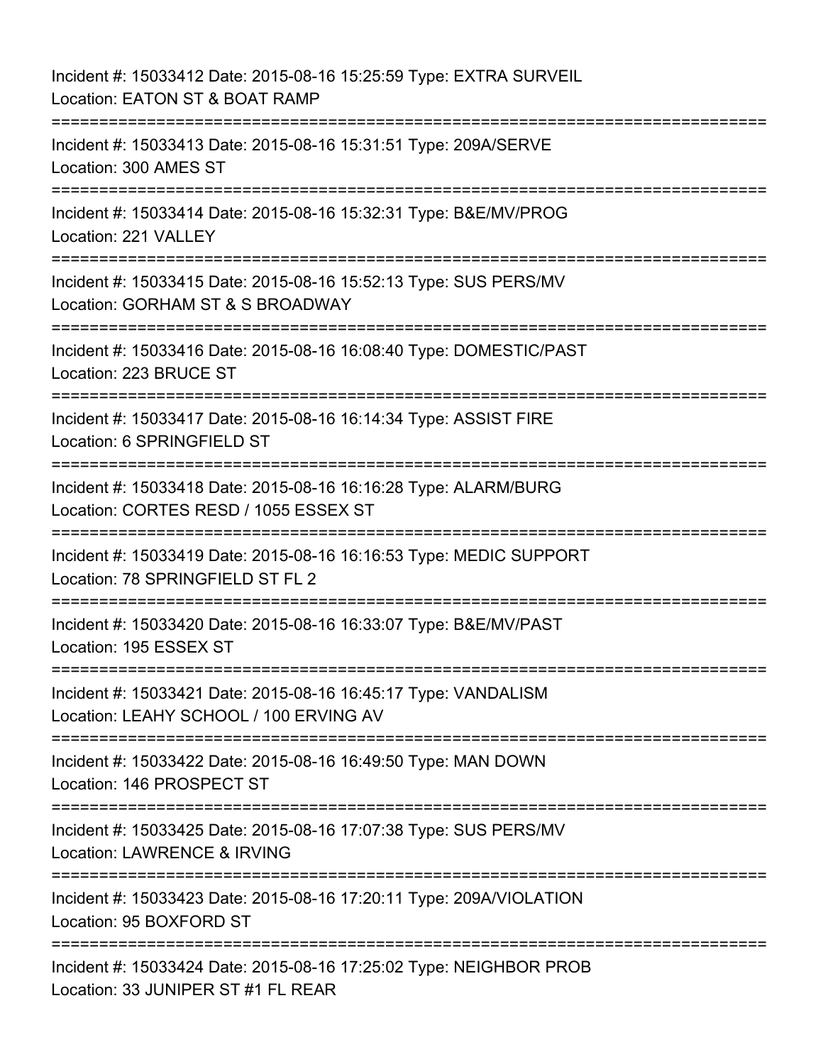Incident #: 15033412 Date: 2015-08-16 15:25:59 Type: EXTRA SURVEIL
Location: EATON ST & BOAT RAMP

===========================================================================

Incident #: 15033413 Date: 2015-08-16 15:31:51 Type: 209A/SERVE
Location: 300 AMES ST

===========================================================================

Incident #: 15033414 Date: 2015-08-16 15:32:31 Type: B&E/MV/PROG
Location: 221 VALLEY

===========================================================================

Incident #: 15033415 Date: 2015-08-16 15:52:13 Type: SUS PERS/MV
Location: GORHAM ST & S BROADWAY

===========================================================================

Incident #: 15033416 Date: 2015-08-16 16:08:40 Type: DOMESTIC/PAST
Location: 223 BRUCE ST

===========================================================================

Incident #: 15033417 Date: 2015-08-16 16:14:34 Type: ASSIST FIRE
Location: 6 SPRINGFIELD ST

===========================================================================

Incident #: 15033418 Date: 2015-08-16 16:16:28 Type: ALARM/BURG
Location: CORTES RESD / 1055 ESSEX ST

===========================================================================

Incident #: 15033419 Date: 2015-08-16 16:16:53 Type: MEDIC SUPPORT
Location: 78 SPRINGFIELD ST FL 2

===========================================================================

Incident #: 15033420 Date: 2015-08-16 16:33:07 Type: B&E/MV/PAST
Location: 195 ESSEX ST

===========================================================================

Incident #: 15033421 Date: 2015-08-16 16:45:17 Type: VANDALISM
Location: LEAHY SCHOOL / 100 ERVING AV

===========================================================================

Incident #: 15033422 Date: 2015-08-16 16:49:50 Type: MAN DOWN
Location: 146 PROSPECT ST

===========================================================================

Incident #: 15033425 Date: 2015-08-16 17:07:38 Type: SUS PERS/MV
Location: LAWRENCE & IRVING

===========================================================================

Incident #: 15033423 Date: 2015-08-16 17:20:11 Type: 209A/VIOLATION
Location: 95 BOXFORD ST

===========================================================================

Incident #: 15033424 Date: 2015-08-16 17:25:02 Type: NEIGHBOR PROB
Location: 33 JUNIPER ST #1 FL REAR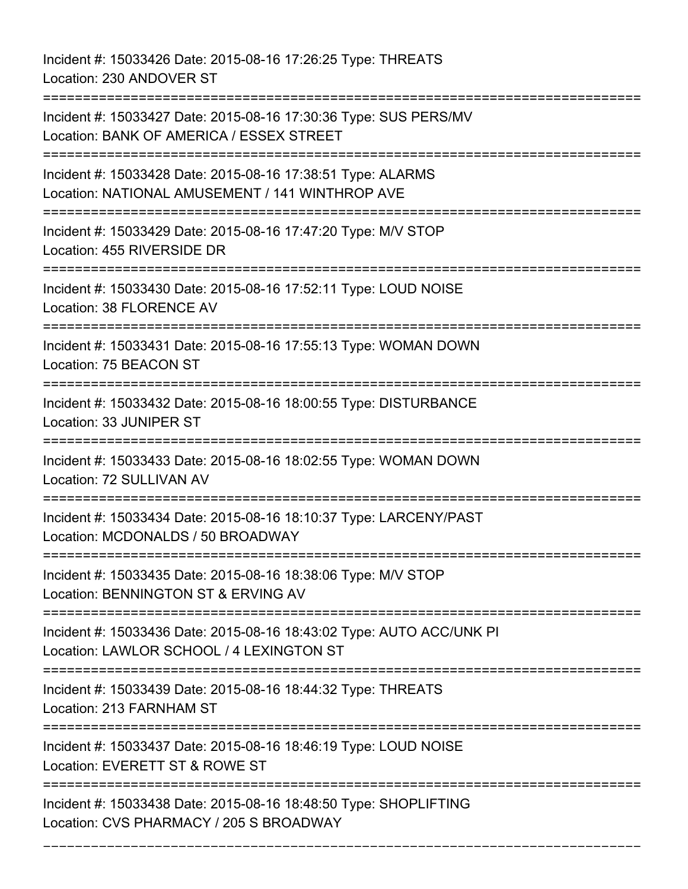Incident #: 15033426 Date: 2015-08-16 17:26:25 Type: THREATS
Location: 230 ANDOVER ST

===========================================================================

Incident #: 15033427 Date: 2015-08-16 17:30:36 Type: SUS PERS/MV
Location: BANK OF AMERICA / ESSEX STREET

===========================================================================

Incident #: 15033428 Date: 2015-08-16 17:38:51 Type: ALARMS
Location: NATIONAL AMUSEMENT / 141 WINTHROP AVE

===========================================================================

Incident #: 15033429 Date: 2015-08-16 17:47:20 Type: M/V STOP
Location: 455 RIVERSIDE DR

===========================================================================

Incident #: 15033430 Date: 2015-08-16 17:52:11 Type: LOUD NOISE
Location: 38 FLORENCE AV

===========================================================================

Incident #: 15033431 Date: 2015-08-16 17:55:13 Type: WOMAN DOWN
Location: 75 BEACON ST

===========================================================================

Incident #: 15033432 Date: 2015-08-16 18:00:55 Type: DISTURBANCE
Location: 33 JUNIPER ST

===========================================================================

Incident #: 15033433 Date: 2015-08-16 18:02:55 Type: WOMAN DOWN
Location: 72 SULLIVAN AV

===========================================================================

Incident #: 15033434 Date: 2015-08-16 18:10:37 Type: LARCENY/PAST
Location: MCDONALDS / 50 BROADWAY

===========================================================================

Incident #: 15033435 Date: 2015-08-16 18:38:06 Type: M/V STOP
Location: BENNINGTON ST & ERVING AV

===========================================================================

Incident #: 15033436 Date: 2015-08-16 18:43:02 Type: AUTO ACC/UNK PI
Location: LAWLOR SCHOOL / 4 LEXINGTON ST

===========================================================================

Incident #: 15033439 Date: 2015-08-16 18:44:32 Type: THREATS
Location: 213 FARNHAM ST

===========================================================================

Incident #: 15033437 Date: 2015-08-16 18:46:19 Type: LOUD NOISE
Location: EVERETT ST & ROWE ST

===========================================================================

Incident #: 15033438 Date: 2015-08-16 18:48:50 Type: SHOPLIFTING
Location: CVS PHARMACY / 205 S BROADWAY

===========================================================================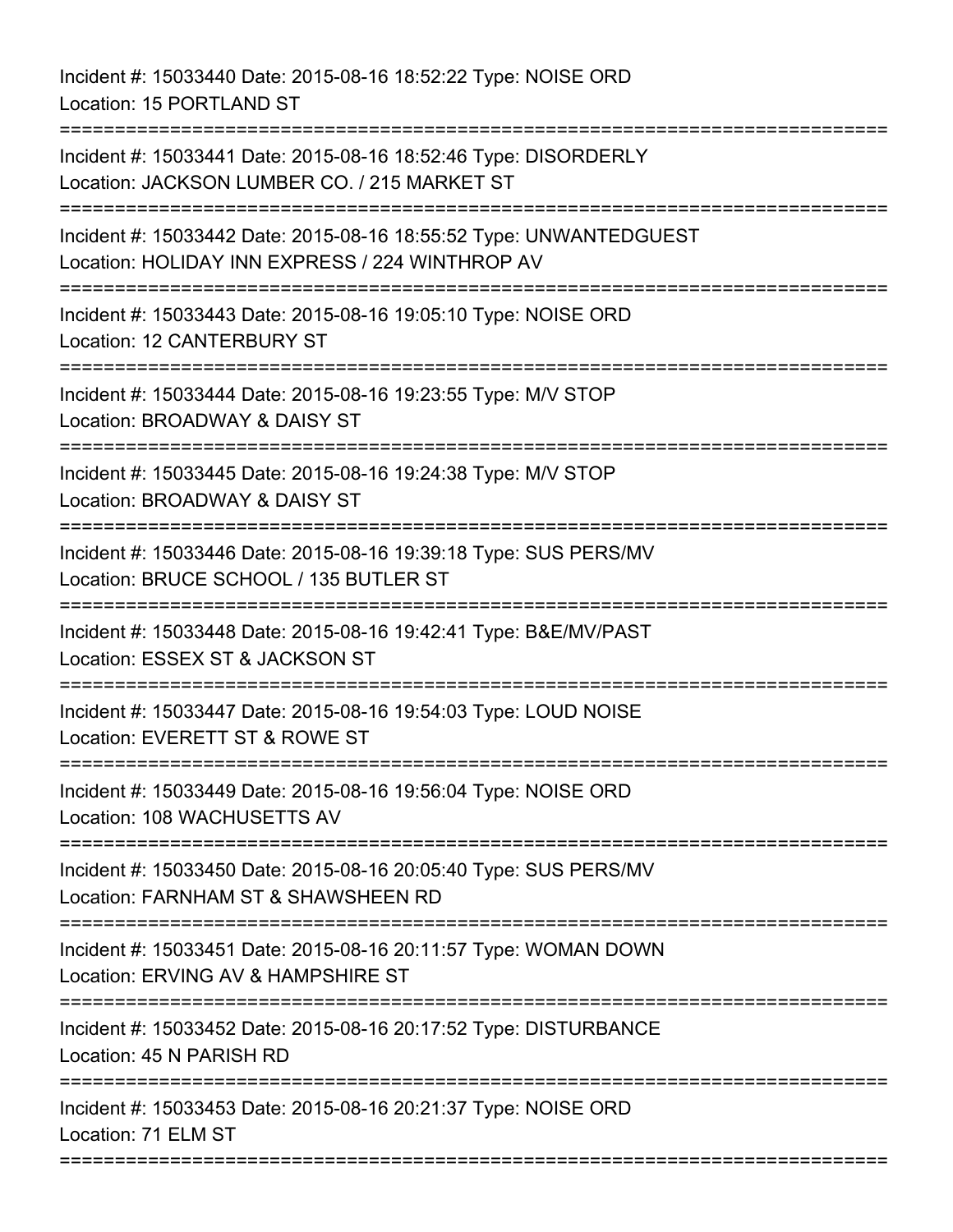Incident #: 15033440 Date: 2015-08-16 18:52:22 Type: NOISE ORD
Location: 15 PORTLAND ST

===========================================================================

Incident #: 15033441 Date: 2015-08-16 18:52:46 Type: DISORDERLY
Location: JACKSON LUMBER CO. / 215 MARKET ST

===========================================================================

Incident #: 15033442 Date: 2015-08-16 18:55:52 Type: UNWANTEDGUEST
Location: HOLIDAY INN EXPRESS / 224 WINTHROP AV

===========================================================================

Incident #: 15033443 Date: 2015-08-16 19:05:10 Type: NOISE ORD
Location: 12 CANTERBURY ST

===========================================================================

Incident #: 15033444 Date: 2015-08-16 19:23:55 Type: M/V STOP
Location: BROADWAY & DAISY ST

===========================================================================

Incident #: 15033445 Date: 2015-08-16 19:24:38 Type: M/V STOP
Location: BROADWAY & DAISY ST

===========================================================================

Incident #: 15033446 Date: 2015-08-16 19:39:18 Type: SUS PERS/MV
Location: BRUCE SCHOOL / 135 BUTLER ST

===========================================================================

Incident #: 15033448 Date: 2015-08-16 19:42:41 Type: B&E/MV/PAST
Location: ESSEX ST & JACKSON ST

===========================================================================

Incident #: 15033447 Date: 2015-08-16 19:54:03 Type: LOUD NOISE
Location: EVERETT ST & ROWE ST

===========================================================================

Incident #: 15033449 Date: 2015-08-16 19:56:04 Type: NOISE ORD
Location: 108 WACHUSETTS AV

===========================================================================

Incident #: 15033450 Date: 2015-08-16 20:05:40 Type: SUS PERS/MV
Location: FARNHAM ST & SHAWSHEEN RD

===========================================================================

Incident #: 15033451 Date: 2015-08-16 20:11:57 Type: WOMAN DOWN
Location: ERVING AV & HAMPSHIRE ST

===========================================================================

Incident #: 15033452 Date: 2015-08-16 20:17:52 Type: DISTURBANCE
Location: 45 N PARISH RD

===========================================================================

Incident #: 15033453 Date: 2015-08-16 20:21:37 Type: NOISE ORD
Location: 71 ELM ST

===========================================================================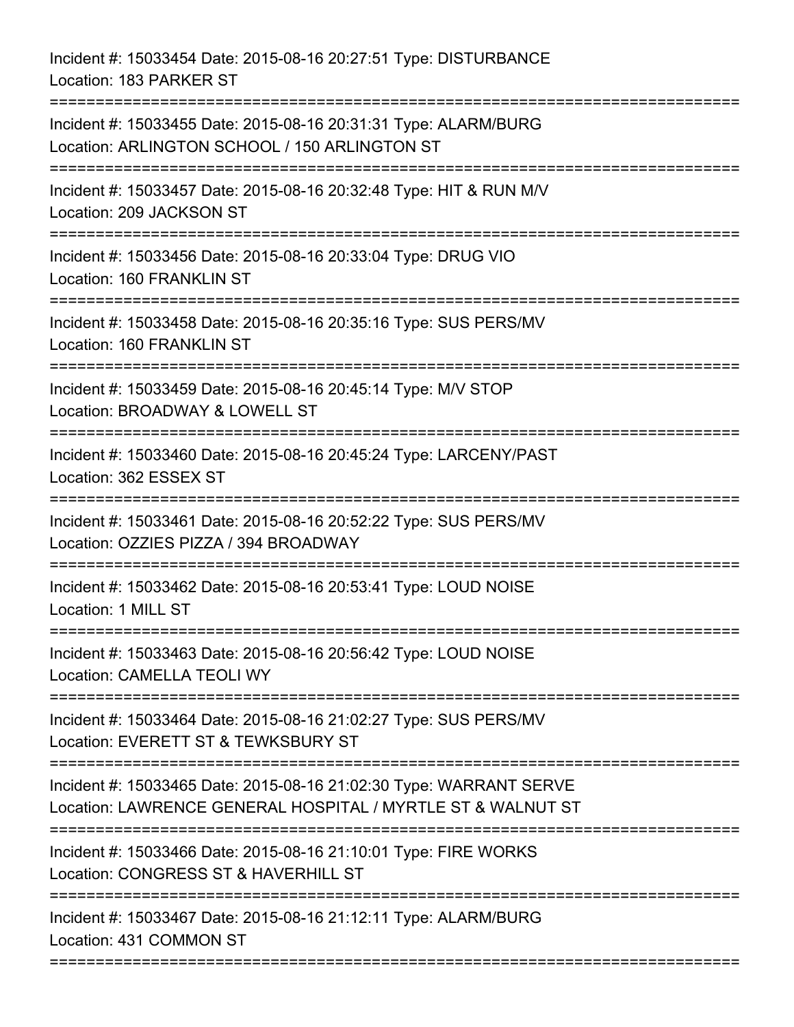Incident #: 15033454 Date: 2015-08-16 20:27:51 Type: DISTURBANCE
Location: 183 PARKER ST

===========================================================================

Incident #: 15033455 Date: 2015-08-16 20:31:31 Type: ALARM/BURG
Location: ARLINGTON SCHOOL / 150 ARLINGTON ST

===========================================================================

Incident #: 15033457 Date: 2015-08-16 20:32:48 Type: HIT & RUN M/V
Location: 209 JACKSON ST

===========================================================================

Incident #: 15033456 Date: 2015-08-16 20:33:04 Type: DRUG VIO
Location: 160 FRANKLIN ST

===========================================================================

Incident #: 15033458 Date: 2015-08-16 20:35:16 Type: SUS PERS/MV
Location: 160 FRANKLIN ST

===========================================================================

Incident #: 15033459 Date: 2015-08-16 20:45:14 Type: M/V STOP
Location: BROADWAY & LOWELL ST

===========================================================================

Incident #: 15033460 Date: 2015-08-16 20:45:24 Type: LARCENY/PAST
Location: 362 ESSEX ST

===========================================================================

Incident #: 15033461 Date: 2015-08-16 20:52:22 Type: SUS PERS/MV
Location: OZZIES PIZZA / 394 BROADWAY

===========================================================================

Incident #: 15033462 Date: 2015-08-16 20:53:41 Type: LOUD NOISE
Location: 1 MILL ST

===========================================================================

Incident #: 15033463 Date: 2015-08-16 20:56:42 Type: LOUD NOISE
Location: CAMELLA TEOLI WY

===========================================================================

Incident #: 15033464 Date: 2015-08-16 21:02:27 Type: SUS PERS/MV
Location: EVERETT ST & TEWKSBURY ST

===========================================================================

Incident #: 15033465 Date: 2015-08-16 21:02:30 Type: WARRANT SERVE
Location: LAWRENCE GENERAL HOSPITAL / MYRTLE ST & WALNUT ST

===========================================================================

Incident #: 15033466 Date: 2015-08-16 21:10:01 Type: FIRE WORKS
Location: CONGRESS ST & HAVERHILL ST

===========================================================================

Incident #: 15033467 Date: 2015-08-16 21:12:11 Type: ALARM/BURG
Location: 431 COMMON ST

===========================================================================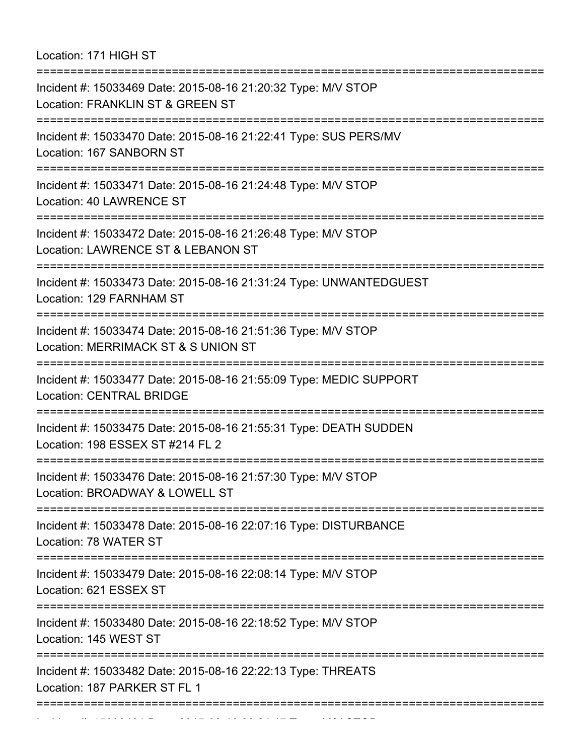Location: 171 HIGH ST

===========================================================================

Incident #: 15033469 Date: 2015-08-16 21:20:32 Type: M/V STOP
Location: FRANKLIN ST & GREEN ST

===========================================================================

Incident #: 15033470 Date: 2015-08-16 21:22:41 Type: SUS PERS/MV
Location: 167 SANBORN ST

===========================================================================

Incident #: 15033471 Date: 2015-08-16 21:24:48 Type: M/V STOP
Location: 40 LAWRENCE ST

===========================================================================

Incident #: 15033472 Date: 2015-08-16 21:26:48 Type: M/V STOP
Location: LAWRENCE ST & LEBANON ST

===========================================================================

Incident #: 15033473 Date: 2015-08-16 21:31:24 Type: UNWANTEDGUEST
Location: 129 FARNHAM ST

===========================================================================

Incident #: 15033474 Date: 2015-08-16 21:51:36 Type: M/V STOP
Location: MERRIMACK ST & S UNION ST

===========================================================================

Incident #: 15033477 Date: 2015-08-16 21:55:09 Type: MEDIC SUPPORT
Location: CENTRAL BRIDGE

===========================================================================

Incident #: 15033475 Date: 2015-08-16 21:55:31 Type: DEATH SUDDEN
Location: 198 ESSEX ST #214 FL 2

===========================================================================

Incident #: 15033476 Date: 2015-08-16 21:57:30 Type: M/V STOP
Location: BROADWAY & LOWELL ST

===========================================================================

Incident #: 15033478 Date: 2015-08-16 22:07:16 Type: DISTURBANCE
Location: 78 WATER ST

===========================================================================

Incident #: 15033479 Date: 2015-08-16 22:08:14 Type: M/V STOP
Location: 621 ESSEX ST

===========================================================================

Incident #: 15033480 Date: 2015-08-16 22:18:52 Type: M/V STOP
Location: 145 WEST ST

===========================================================================

Incident #: 15033482 Date: 2015-08-16 22:22:13 Type: THREATS
Location: 187 PARKER ST FL 1

===========================================================================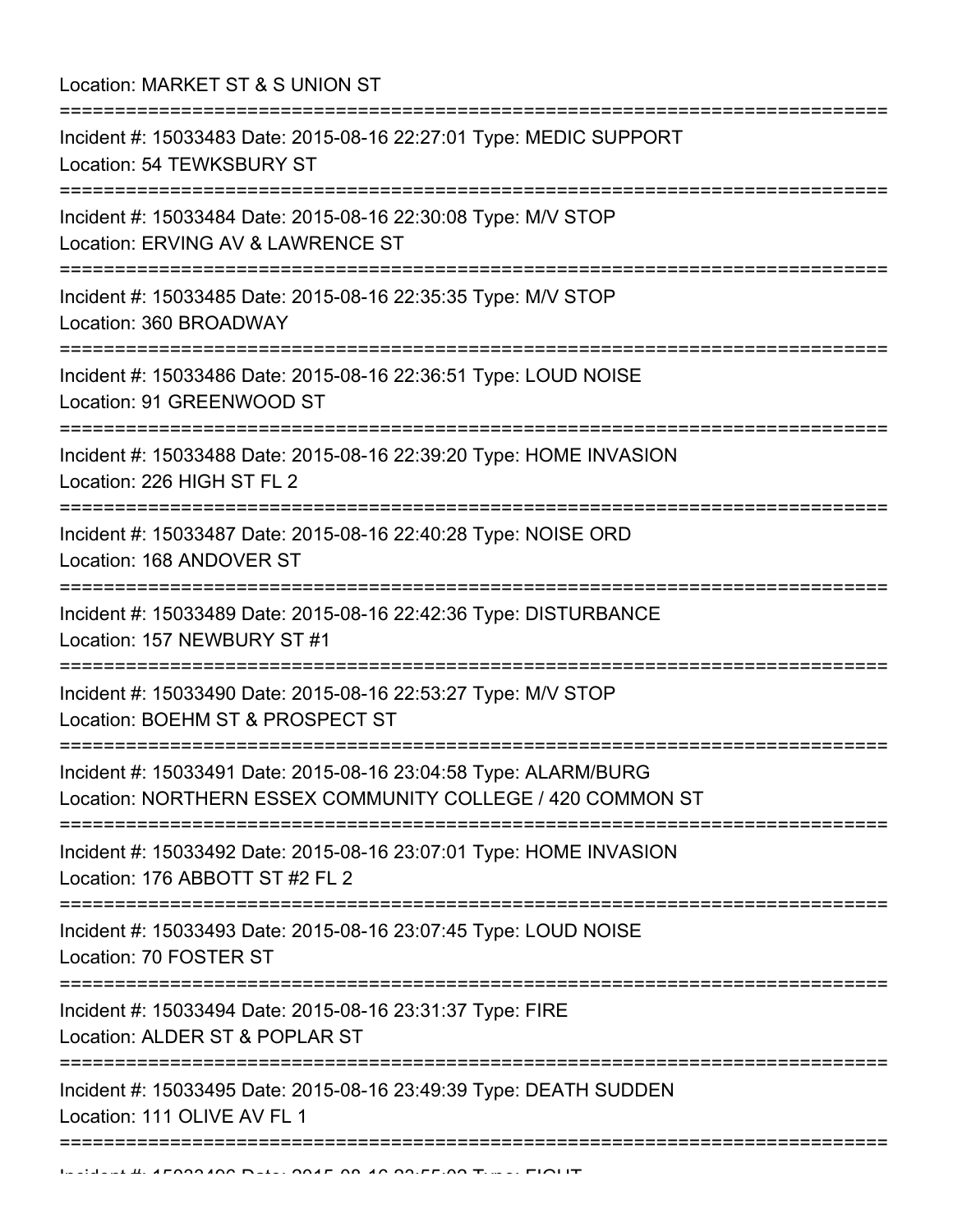Location: MARKET ST & S UNION ST

===========================================================================

Incident #: 15033483 Date: 2015-08-16 22:27:01 Type: MEDIC SUPPORT
Location: 54 TEWKSBURY ST

===========================================================================

Incident #: 15033484 Date: 2015-08-16 22:30:08 Type: M/V STOP
Location: ERVING AV & LAWRENCE ST

===========================================================================

Incident #: 15033485 Date: 2015-08-16 22:35:35 Type: M/V STOP
Location: 360 BROADWAY

===========================================================================

Incident #: 15033486 Date: 2015-08-16 22:36:51 Type: LOUD NOISE
Location: 91 GREENWOOD ST

===========================================================================

Incident #: 15033488 Date: 2015-08-16 22:39:20 Type: HOME INVASION
Location: 226 HIGH ST FL 2

===========================================================================

Incident #: 15033487 Date: 2015-08-16 22:40:28 Type: NOISE ORD
Location: 168 ANDOVER ST

===========================================================================

Incident #: 15033489 Date: 2015-08-16 22:42:36 Type: DISTURBANCE
Location: 157 NEWBURY ST #1

===========================================================================

Incident #: 15033490 Date: 2015-08-16 22:53:27 Type: M/V STOP
Location: BOEHM ST & PROSPECT ST

===========================================================================

Incident #: 15033491 Date: 2015-08-16 23:04:58 Type: ALARM/BURG
Location: NORTHERN ESSEX COMMUNITY COLLEGE / 420 COMMON ST

===========================================================================

Incident #: 15033492 Date: 2015-08-16 23:07:01 Type: HOME INVASION
Location: 176 ABBOTT ST #2 FL 2

===========================================================================

Incident #: 15033493 Date: 2015-08-16 23:07:45 Type: LOUD NOISE
Location: 70 FOSTER ST

===========================================================================

Incident #: 15033494 Date: 2015-08-16 23:31:37 Type: FIRE
Location: ALDER ST & POPLAR ST

===========================================================================

Incident #: 15033495 Date: 2015-08-16 23:49:39 Type: DEATH SUDDEN
Location: 111 OLIVE AV FL 1

===========================================================================

Incident #: 15033496 Date: 2015-08-16 23:55:02 Type: FIGHT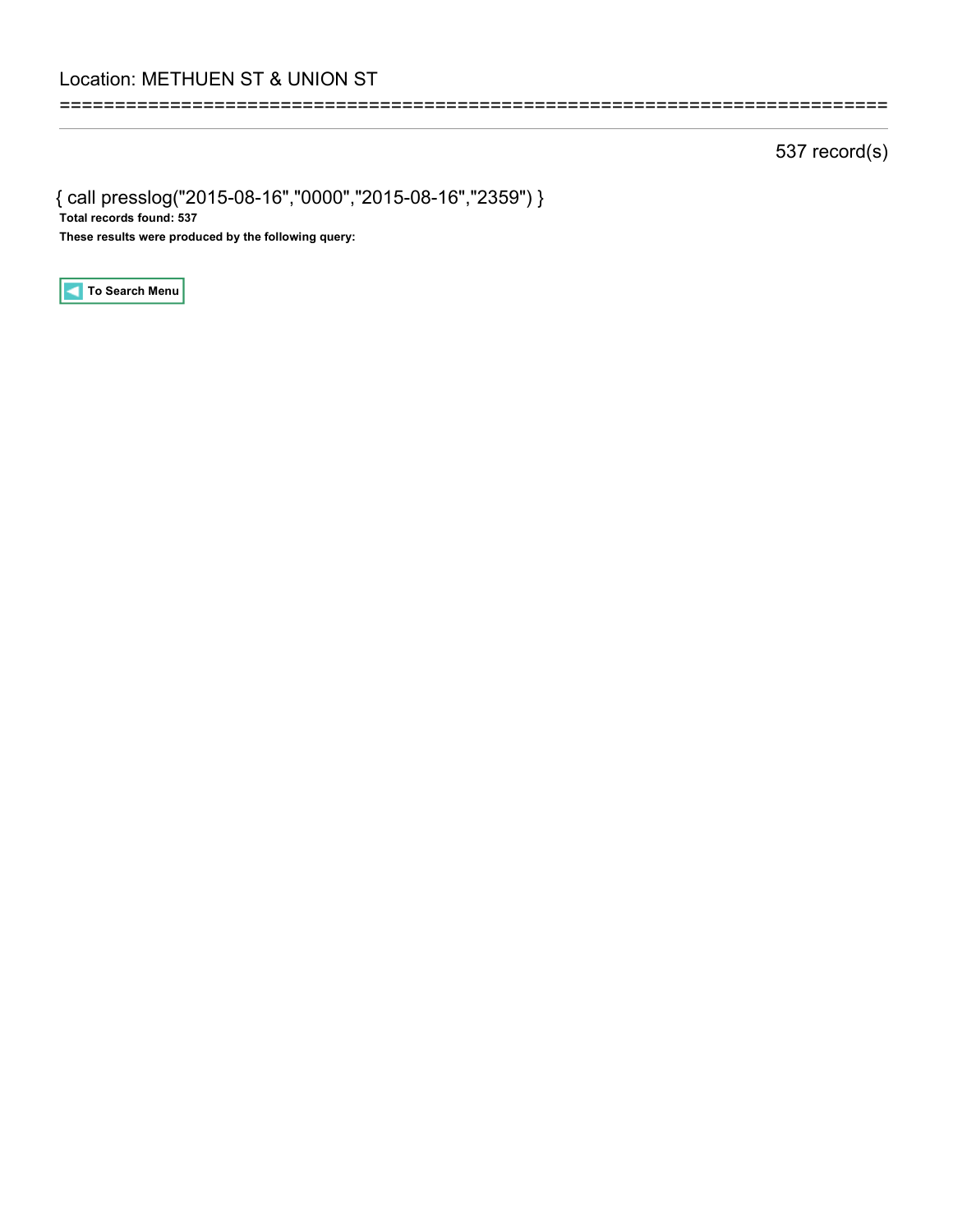Location: METHUEN ST & UNION ST

===========================================================================

537 record(s)

{ call presslog("2015-08-16","0000","2015-08-16","2359") }

**Total records found: 537**

**These results were produced by the following query:**

**To Search Menu**